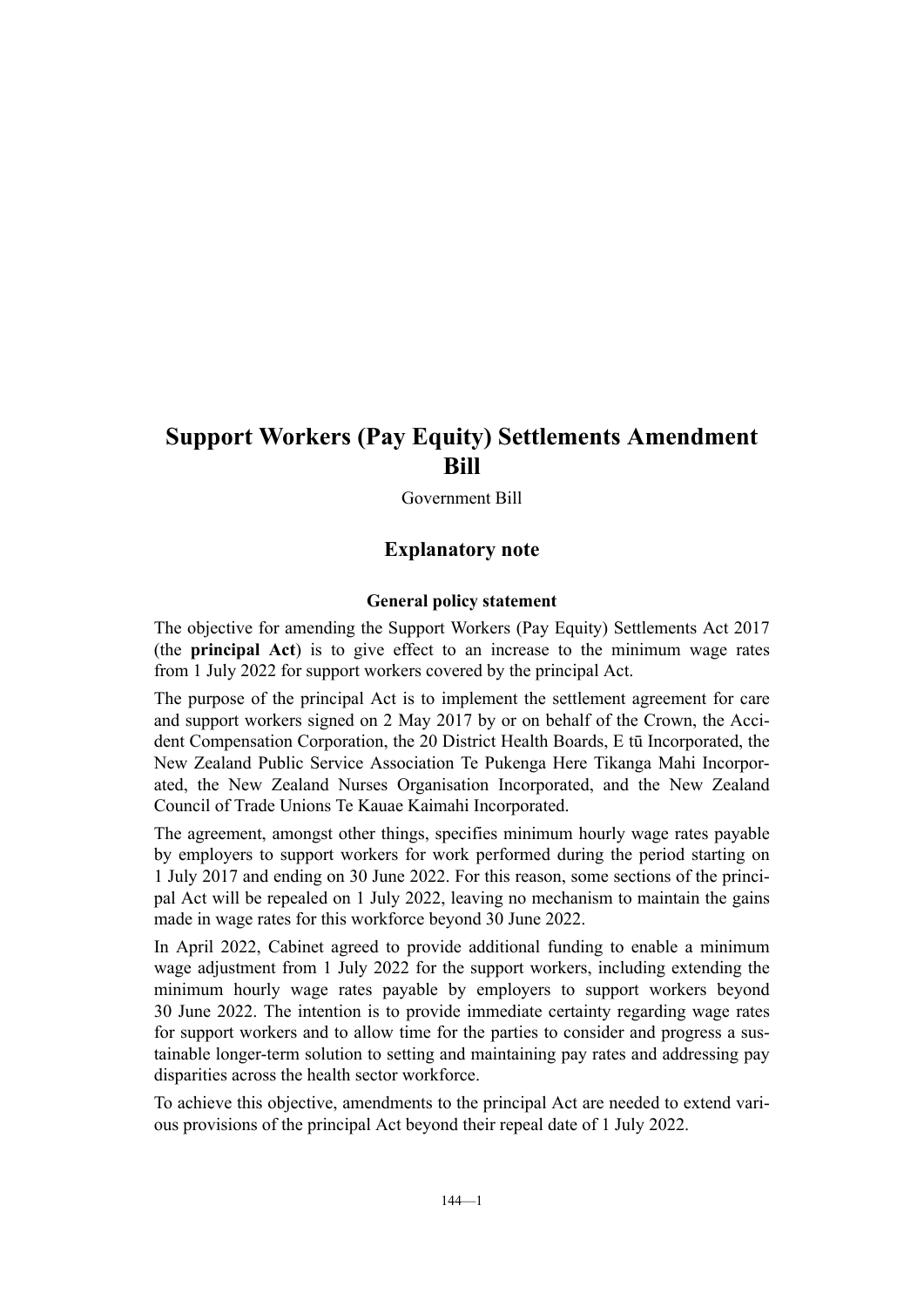# Support Workers (Pay Equity) Settlements Amendment Bill

Government Bill

## Explanatory note

### General policy statement

The objective for amending the Support Workers (Pay Equity) Settlements Act 2017 (the **principal Act**) is to give effect to an increase to the minimum wage rates from 1 July 2022 for support workers covered by the principal Act.

The purpose of the principal Act is to implement the settlement agreement for care and support workers signed on 2 May 2017 by or on behalf of the Crown, the Accident Compensation Corporation, the 20 District Health Boards, E tū Incorporated, the New Zealand Public Service Association Te Pukenga Here Tikanga Mahi Incorporated, the New Zealand Nurses Organisation Incorporated, and the New Zealand Council of Trade Unions Te Kauae Kaimahi Incorporated.

The agreement, amongst other things, specifies minimum hourly wage rates payable by employers to support workers for work performed during the period starting on 1 July 2017 and ending on 30 June 2022. For this reason, some sections of the principal Act will be repealed on 1 July 2022, leaving no mechanism to maintain the gains made in wage rates for this workforce beyond 30 June 2022.

In April 2022, Cabinet agreed to provide additional funding to enable a minimum wage adjustment from 1 July 2022 for the support workers, including extending the minimum hourly wage rates payable by employers to support workers beyond 30 June 2022. The intention is to provide immediate certainty regarding wage rates for support workers and to allow time for the parties to consider and progress a sustainable longer-term solution to setting and maintaining pay rates and addressing pay disparities across the health sector workforce.

To achieve this objective, amendments to the principal Act are needed to extend various provisions of the principal Act beyond their repeal date of 1 July 2022.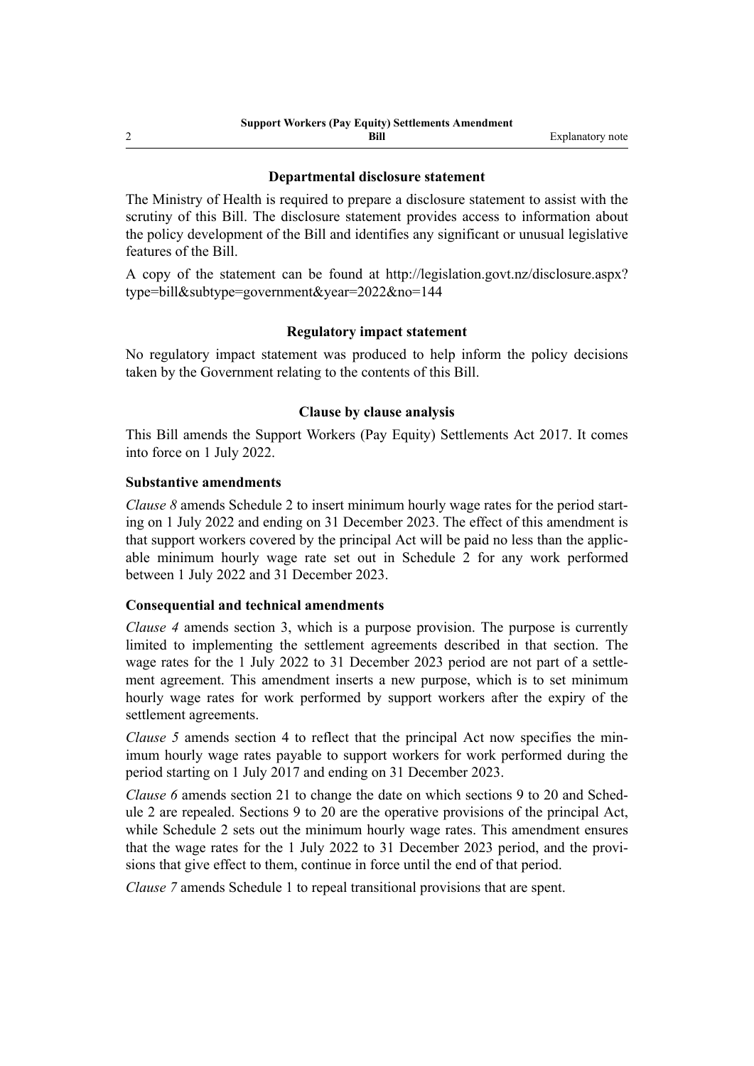## Departmental disclosure statement

The Ministry of Health is required to prepare a disclosure statement to assist with the scrutiny of this Bill. The disclosure statement provides access to information about the policy development of the Bill and identifies any significant or unusual legislative features of the Bill.

A copy of the statement can be found at http://legislation.govt.nz/disclosure.aspx?type=bill&subtype=government&year=2022&no=144

## Regulatory impact statement

No regulatory impact statement was produced to help inform the policy decisions taken by the Government relating to the contents of this Bill.

## Clause by clause analysis

This Bill amends the Support Workers (Pay Equity) Settlements Act 2017. It comes into force on 1 July 2022.

### Substantive amendments

*Clause 8* amends Schedule 2 to insert minimum hourly wage rates for the period starting on 1 July 2022 and ending on 31 December 2023. The effect of this amendment is that support workers covered by the principal Act will be paid no less than the applicable minimum hourly wage rate set out in Schedule 2 for any work performed between 1 July 2022 and 31 December 2023.

### Consequential and technical amendments

*Clause 4* amends section 3, which is a purpose provision. The purpose is currently limited to implementing the settlement agreements described in that section. The wage rates for the 1 July 2022 to 31 December 2023 period are not part of a settlement agreement. This amendment inserts a new purpose, which is to set minimum hourly wage rates for work performed by support workers after the expiry of the settlement agreements.

*Clause 5* amends section 4 to reflect that the principal Act now specifies the minimum hourly wage rates payable to support workers for work performed during the period starting on 1 July 2017 and ending on 31 December 2023.

*Clause 6* amends section 21 to change the date on which sections 9 to 20 and Schedule 2 are repealed. Sections 9 to 20 are the operative provisions of the principal Act, while Schedule 2 sets out the minimum hourly wage rates. This amendment ensures that the wage rates for the 1 July 2022 to 31 December 2023 period, and the provisions that give effect to them, continue in force until the end of that period.

*Clause 7* amends Schedule 1 to repeal transitional provisions that are spent.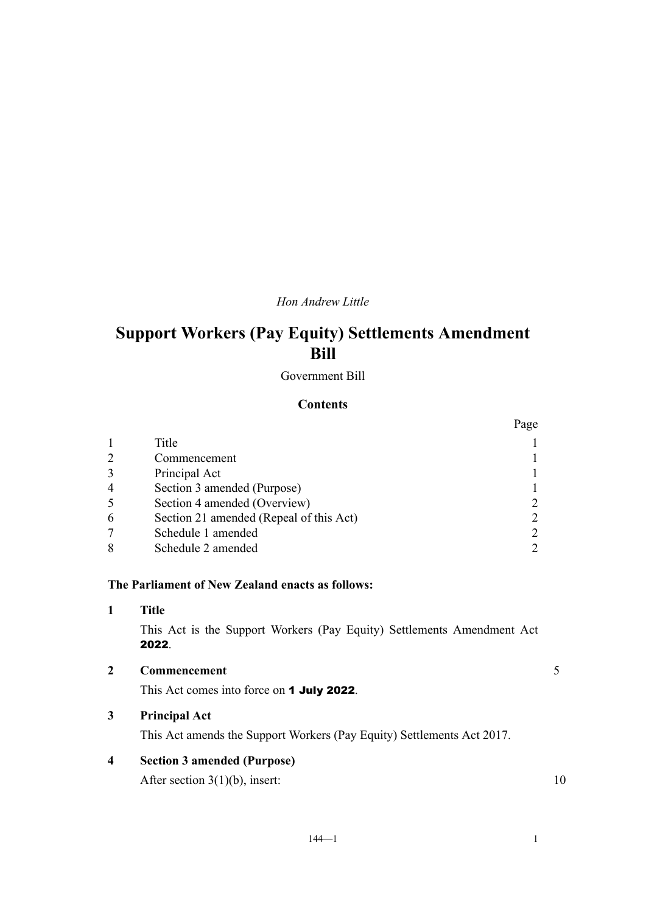*Hon Andrew Little*

# Support Workers (Pay Equity) Settlements Amendment Bill

Government Bill

## Contents

| | | Page |
|---|---|---|
| 1 | Title | 1 |
| 2 | Commencement | 1 |
| 3 | Principal Act | 1 |
| 4 | Section 3 amended (Purpose) | 1 |
| 5 | Section 4 amended (Overview) | 2 |
| 6 | Section 21 amended (Repeal of this Act) | 2 |
| 7 | Schedule 1 amended | 2 |
| 8 | Schedule 2 amended | 2 |

**The Parliament of New Zealand enacts as follows:**

**1 Title**

This Act is the Support Workers (Pay Equity) Settlements Amendment Act **2022**.

**2 Commencement**

This Act comes into force on **1 July 2022**.

**3 Principal Act**

This Act amends the Support Workers (Pay Equity) Settlements Act 2017.

**4 Section 3 amended (Purpose)**

After section 3(1)(b), insert: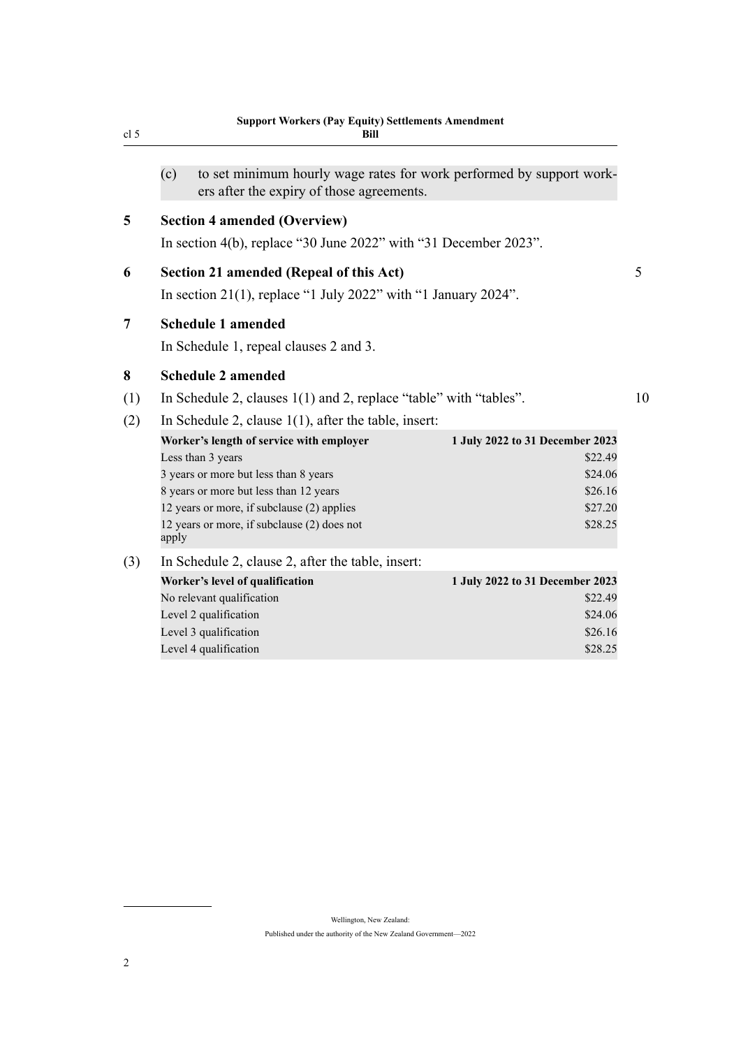(c) to set minimum hourly wage rates for work performed by support workers after the expiry of those agreements.

**5 Section 4 amended (Overview)**

In section 4(b), replace "30 June 2022" with "31 December 2023".

**6 Section 21 amended (Repeal of this Act)**

In section 21(1), replace "1 July 2022" with "1 January 2024".

**7 Schedule 1 amended**

In Schedule 1, repeal clauses 2 and 3.

**8 Schedule 2 amended**

(1) In Schedule 2, clauses 1(1) and 2, replace "table" with "tables".

(2) In Schedule 2, clause 1(1), after the table, insert:

| Worker's length of service with employer | 1 July 2022 to 31 December 2023 |
|---|---|
| Less than 3 years | $22.49 |
| 3 years or more but less than 8 years | $24.06 |
| 8 years or more but less than 12 years | $26.16 |
| 12 years or more, if subclause (2) applies | $27.20 |
| 12 years or more, if subclause (2) does not apply | $28.25 |

(3) In Schedule 2, clause 2, after the table, insert:

| Worker's level of qualification | 1 July 2022 to 31 December 2023 |
|---|---|
| No relevant qualification | $22.49 |
| Level 2 qualification | $24.06 |
| Level 3 qualification | $26.16 |
| Level 4 qualification | $28.25 |

Wellington, New Zealand:

Published under the authority of the New Zealand Government—2022